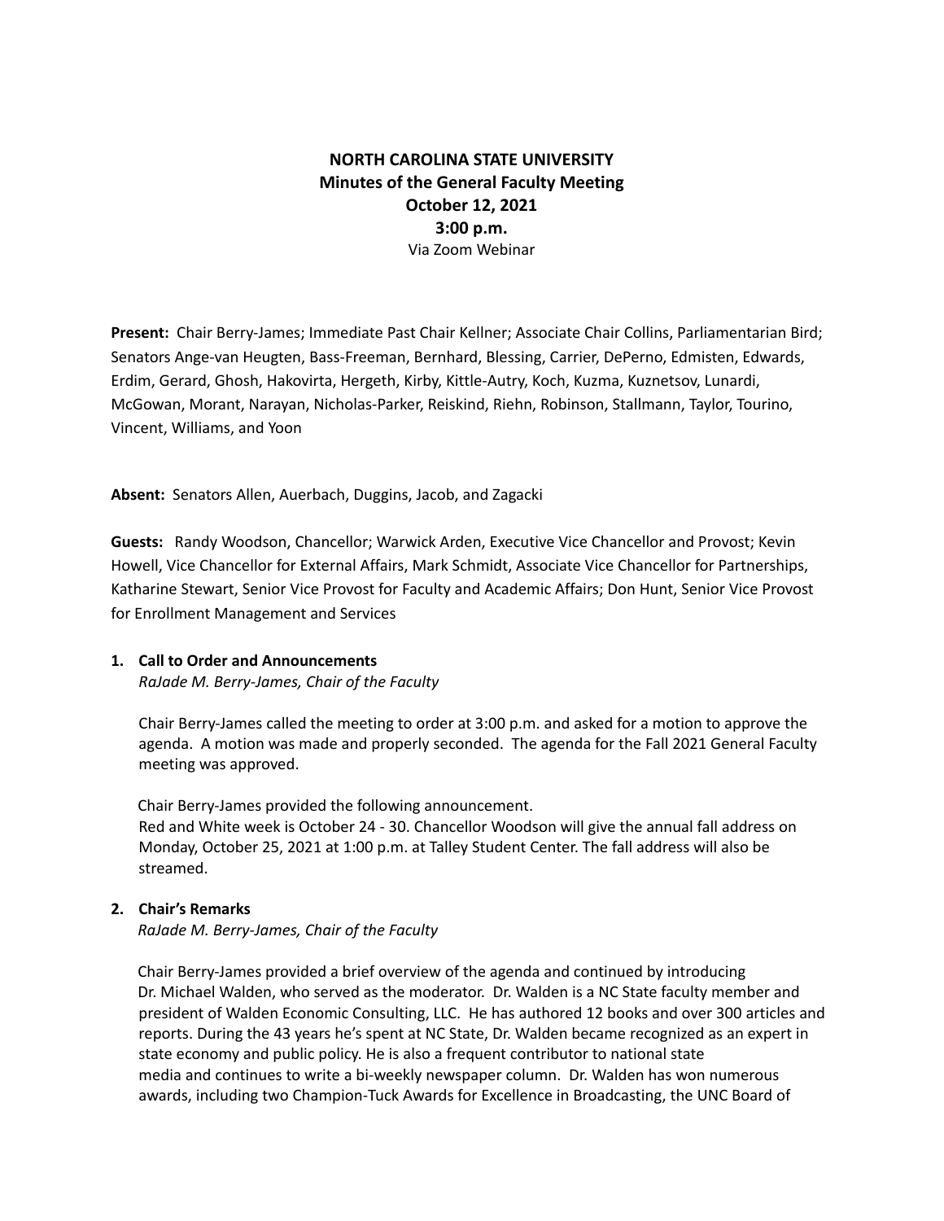**NORTH CAROLINA STATE UNIVERSITY**
**Minutes of the General Faculty Meeting**
**October 12, 2021**
**3:00 p.m.**
Via Zoom Webinar

**Present:** Chair Berry-James; Immediate Past Chair Kellner; Associate Chair Collins, Parliamentarian Bird; Senators Ange-van Heugten, Bass-Freeman, Bernhard, Blessing, Carrier, DePerno, Edmisten, Edwards, Erdim, Gerard, Ghosh, Hakovirta, Hergeth, Kirby, Kittle-Autry, Koch, Kuzma, Kuznetsov, Lunardi, McGowan, Morant, Narayan, Nicholas-Parker, Reiskind, Riehn, Robinson, Stallmann, Taylor, Tourino, Vincent, Williams, and Yoon

**Absent:** Senators Allen, Auerbach, Duggins, Jacob, and Zagacki

**Guests:** Randy Woodson, Chancellor; Warwick Arden, Executive Vice Chancellor and Provost; Kevin Howell, Vice Chancellor for External Affairs, Mark Schmidt, Associate Vice Chancellor for Partnerships, Katharine Stewart, Senior Vice Provost for Faculty and Academic Affairs; Don Hunt, Senior Vice Provost for Enrollment Management and Services

**1. Call to Order and Announcements**
*RaJade M. Berry-James, Chair of the Faculty*

Chair Berry-James called the meeting to order at 3:00 p.m. and asked for a motion to approve the agenda. A motion was made and properly seconded. The agenda for the Fall 2021 General Faculty meeting was approved.

Chair Berry-James provided the following announcement.
Red and White week is October 24 - 30. Chancellor Woodson will give the annual fall address on Monday, October 25, 2021 at 1:00 p.m. at Talley Student Center. The fall address will also be streamed.

**2. Chair's Remarks**
*RaJade M. Berry-James, Chair of the Faculty*

Chair Berry-James provided a brief overview of the agenda and continued by introducing Dr. Michael Walden, who served as the moderator. Dr. Walden is a NC State faculty member and president of Walden Economic Consulting, LLC. He has authored 12 books and over 300 articles and reports. During the 43 years he's spent at NC State, Dr. Walden became recognized as an expert in state economy and public policy. He is also a frequent contributor to national state media and continues to write a bi-weekly newspaper column. Dr. Walden has won numerous awards, including two Champion-Tuck Awards for Excellence in Broadcasting, the UNC Board of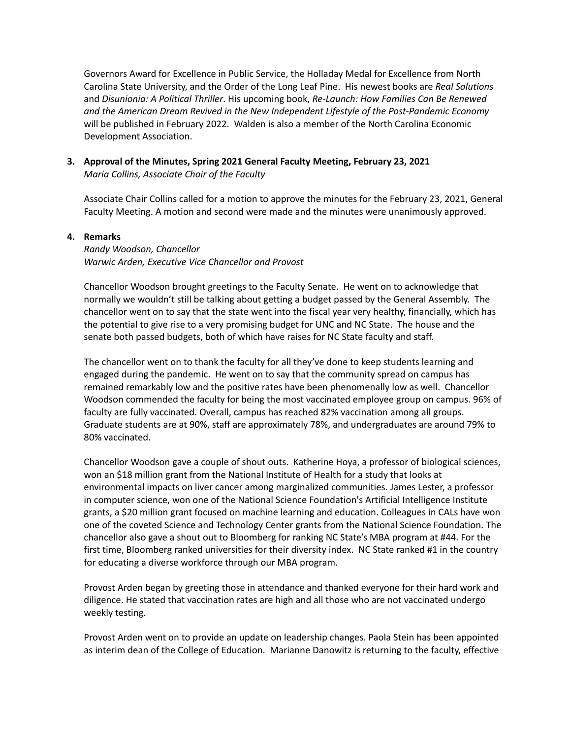Governors Award for Excellence in Public Service, the Holladay Medal for Excellence from North Carolina State University, and the Order of the Long Leaf Pine. His newest books are *Real Solutions* and *Disunionia: A Political Thriller*. His upcoming book, *Re-Launch: How Families Can Be Renewed and the American Dream Revived in the New Independent Lifestyle of the Post-Pandemic Economy* will be published in February 2022. Walden is also a member of the North Carolina Economic Development Association.

3. **Approval of the Minutes, Spring 2021 General Faculty Meeting, February 23, 2021**
   *Maria Collins, Associate Chair of the Faculty*

   Associate Chair Collins called for a motion to approve the minutes for the February 23, 2021, General Faculty Meeting. A motion and second were made and the minutes were unanimously approved.

4. **Remarks**
   *Randy Woodson, Chancellor*
   *Warwic Arden, Executive Vice Chancellor and Provost*

   Chancellor Woodson brought greetings to the Faculty Senate. He went on to acknowledge that normally we wouldn't still be talking about getting a budget passed by the General Assembly. The chancellor went on to say that the state went into the fiscal year very healthy, financially, which has the potential to give rise to a very promising budget for UNC and NC State. The house and the senate both passed budgets, both of which have raises for NC State faculty and staff.

   The chancellor went on to thank the faculty for all they've done to keep students learning and engaged during the pandemic. He went on to say that the community spread on campus has remained remarkably low and the positive rates have been phenomenally low as well. Chancellor Woodson commended the faculty for being the most vaccinated employee group on campus. 96% of faculty are fully vaccinated. Overall, campus has reached 82% vaccination among all groups. Graduate students are at 90%, staff are approximately 78%, and undergraduates are around 79% to 80% vaccinated.

   Chancellor Woodson gave a couple of shout outs. Katherine Hoya, a professor of biological sciences, won an $18 million grant from the National Institute of Health for a study that looks at environmental impacts on liver cancer among marginalized communities. James Lester, a professor in computer science, won one of the National Science Foundation's Artificial Intelligence Institute grants, a $20 million grant focused on machine learning and education. Colleagues in CALs have won one of the coveted Science and Technology Center grants from the National Science Foundation. The chancellor also gave a shout out to Bloomberg for ranking NC State's MBA program at #44. For the first time, Bloomberg ranked universities for their diversity index. NC State ranked #1 in the country for educating a diverse workforce through our MBA program.

   Provost Arden began by greeting those in attendance and thanked everyone for their hard work and diligence. He stated that vaccination rates are high and all those who are not vaccinated undergo weekly testing.

   Provost Arden went on to provide an update on leadership changes. Paola Stein has been appointed as interim dean of the College of Education. Marianne Danowitz is returning to the faculty, effective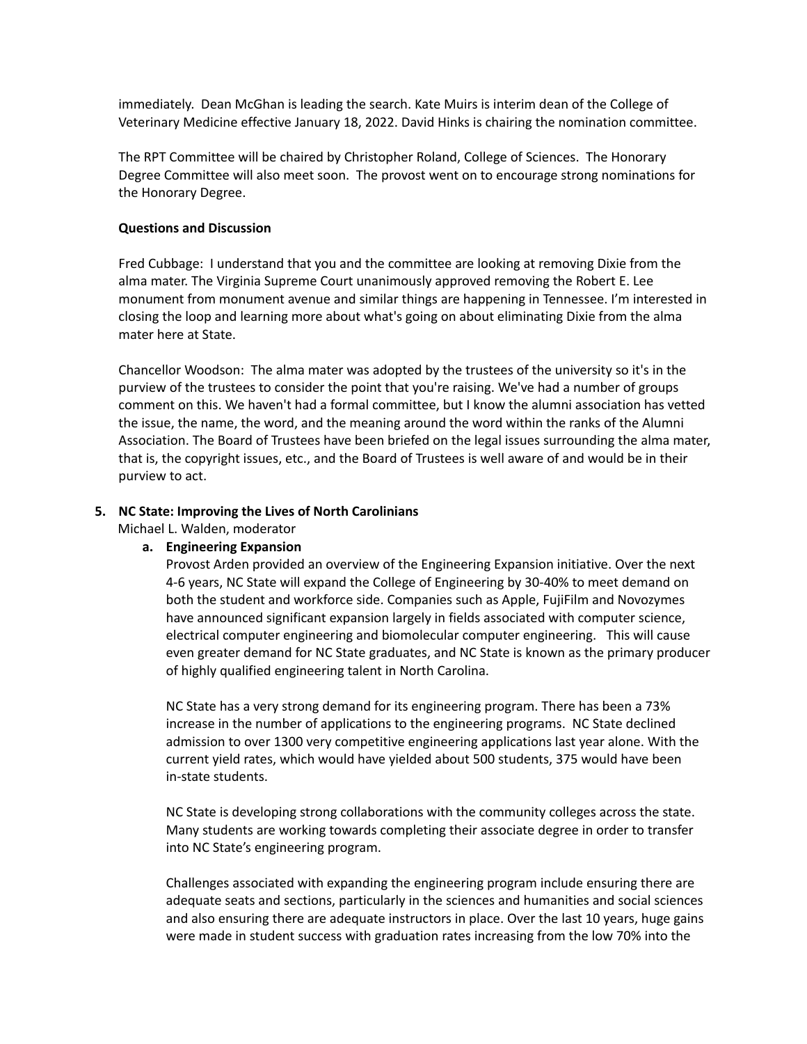immediately. Dean McGhan is leading the search. Kate Muirs is interim dean of the College of Veterinary Medicine effective January 18, 2022. David Hinks is chairing the nomination committee.

The RPT Committee will be chaired by Christopher Roland, College of Sciences. The Honorary Degree Committee will also meet soon. The provost went on to encourage strong nominations for the Honorary Degree.

**Questions and Discussion**

Fred Cubbage: I understand that you and the committee are looking at removing Dixie from the alma mater. The Virginia Supreme Court unanimously approved removing the Robert E. Lee monument from monument avenue and similar things are happening in Tennessee. I'm interested in closing the loop and learning more about what's going on about eliminating Dixie from the alma mater here at State.

Chancellor Woodson: The alma mater was adopted by the trustees of the university so it's in the purview of the trustees to consider the point that you're raising. We've had a number of groups comment on this. We haven't had a formal committee, but I know the alumni association has vetted the issue, the name, the word, and the meaning around the word within the ranks of the Alumni Association. The Board of Trustees have been briefed on the legal issues surrounding the alma mater, that is, the copyright issues, etc., and the Board of Trustees is well aware of and would be in their purview to act.

5. **NC State: Improving the Lives of North Carolinians**
   Michael L. Walden, moderator
   a. **Engineering Expansion**
      Provost Arden provided an overview of the Engineering Expansion initiative. Over the next 4-6 years, NC State will expand the College of Engineering by 30-40% to meet demand on both the student and workforce side. Companies such as Apple, FujiFilm and Novozymes have announced significant expansion largely in fields associated with computer science, electrical computer engineering and biomolecular computer engineering. This will cause even greater demand for NC State graduates, and NC State is known as the primary producer of highly qualified engineering talent in North Carolina.

      NC State has a very strong demand for its engineering program. There has been a 73% increase in the number of applications to the engineering programs. NC State declined admission to over 1300 very competitive engineering applications last year alone. With the current yield rates, which would have yielded about 500 students, 375 would have been in-state students.

      NC State is developing strong collaborations with the community colleges across the state. Many students are working towards completing their associate degree in order to transfer into NC State's engineering program.

      Challenges associated with expanding the engineering program include ensuring there are adequate seats and sections, particularly in the sciences and humanities and social sciences and also ensuring there are adequate instructors in place. Over the last 10 years, huge gains were made in student success with graduation rates increasing from the low 70% into the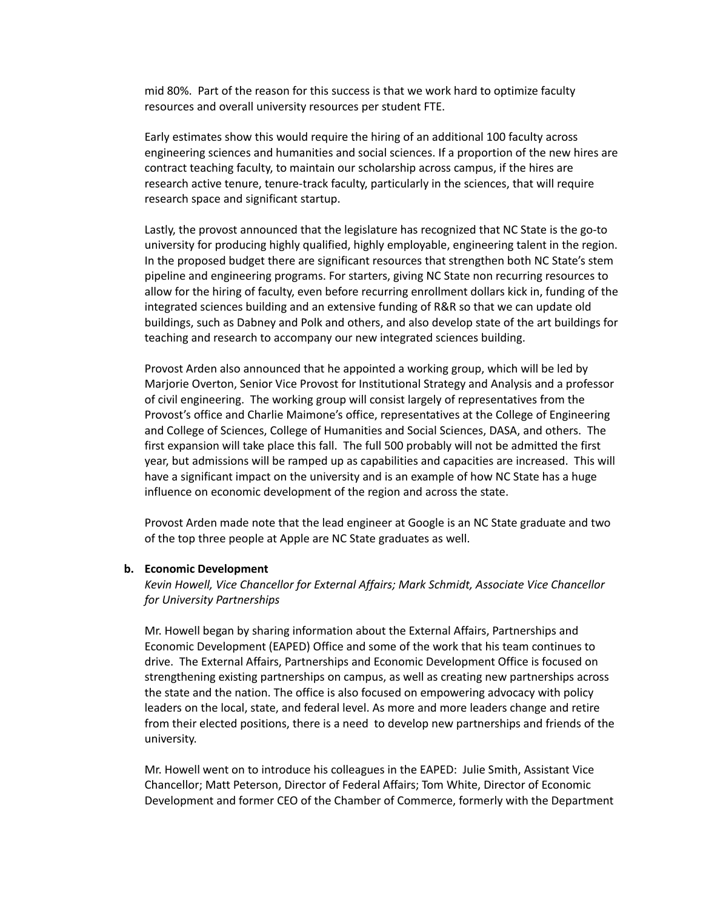mid 80%. Part of the reason for this success is that we work hard to optimize faculty resources and overall university resources per student FTE.

Early estimates show this would require the hiring of an additional 100 faculty across engineering sciences and humanities and social sciences. If a proportion of the new hires are contract teaching faculty, to maintain our scholarship across campus, if the hires are research active tenure, tenure-track faculty, particularly in the sciences, that will require research space and significant startup.

Lastly, the provost announced that the legislature has recognized that NC State is the go-to university for producing highly qualified, highly employable, engineering talent in the region. In the proposed budget there are significant resources that strengthen both NC State's stem pipeline and engineering programs. For starters, giving NC State non recurring resources to allow for the hiring of faculty, even before recurring enrollment dollars kick in, funding of the integrated sciences building and an extensive funding of R&R so that we can update old buildings, such as Dabney and Polk and others, and also develop state of the art buildings for teaching and research to accompany our new integrated sciences building.

Provost Arden also announced that he appointed a working group, which will be led by Marjorie Overton, Senior Vice Provost for Institutional Strategy and Analysis and a professor of civil engineering. The working group will consist largely of representatives from the Provost's office and Charlie Maimone's office, representatives at the College of Engineering and College of Sciences, College of Humanities and Social Sciences, DASA, and others. The first expansion will take place this fall. The full 500 probably will not be admitted the first year, but admissions will be ramped up as capabilities and capacities are increased. This will have a significant impact on the university and is an example of how NC State has a huge influence on economic development of the region and across the state.

Provost Arden made note that the lead engineer at Google is an NC State graduate and two of the top three people at Apple are NC State graduates as well.

**b. Economic Development**

*Kevin Howell, Vice Chancellor for External Affairs; Mark Schmidt, Associate Vice Chancellor for University Partnerships*

Mr. Howell began by sharing information about the External Affairs, Partnerships and Economic Development (EAPED) Office and some of the work that his team continues to drive. The External Affairs, Partnerships and Economic Development Office is focused on strengthening existing partnerships on campus, as well as creating new partnerships across the state and the nation. The office is also focused on empowering advocacy with policy leaders on the local, state, and federal level. As more and more leaders change and retire from their elected positions, there is a need to develop new partnerships and friends of the university.

Mr. Howell went on to introduce his colleagues in the EAPED: Julie Smith, Assistant Vice Chancellor; Matt Peterson, Director of Federal Affairs; Tom White, Director of Economic Development and former CEO of the Chamber of Commerce, formerly with the Department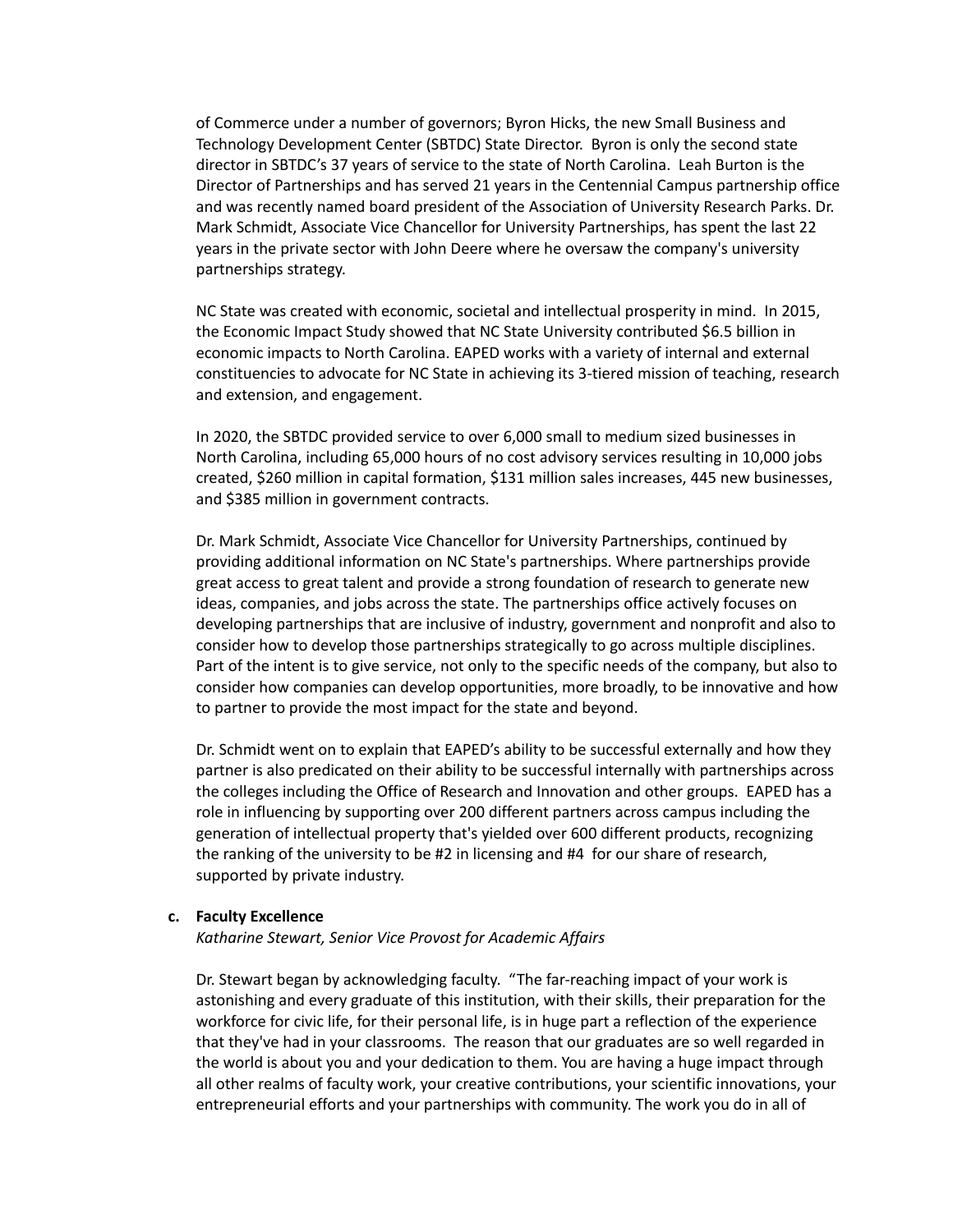of Commerce under a number of governors; Byron Hicks, the new Small Business and Technology Development Center (SBTDC) State Director. Byron is only the second state director in SBTDC's 37 years of service to the state of North Carolina. Leah Burton is the Director of Partnerships and has served 21 years in the Centennial Campus partnership office and was recently named board president of the Association of University Research Parks. Dr. Mark Schmidt, Associate Vice Chancellor for University Partnerships, has spent the last 22 years in the private sector with John Deere where he oversaw the company's university partnerships strategy.

NC State was created with economic, societal and intellectual prosperity in mind. In 2015, the Economic Impact Study showed that NC State University contributed $6.5 billion in economic impacts to North Carolina. EAPED works with a variety of internal and external constituencies to advocate for NC State in achieving its 3-tiered mission of teaching, research and extension, and engagement.

In 2020, the SBTDC provided service to over 6,000 small to medium sized businesses in North Carolina, including 65,000 hours of no cost advisory services resulting in 10,000 jobs created, $260 million in capital formation, $131 million sales increases, 445 new businesses, and $385 million in government contracts.

Dr. Mark Schmidt, Associate Vice Chancellor for University Partnerships, continued by providing additional information on NC State's partnerships. Where partnerships provide great access to great talent and provide a strong foundation of research to generate new ideas, companies, and jobs across the state. The partnerships office actively focuses on developing partnerships that are inclusive of industry, government and nonprofit and also to consider how to develop those partnerships strategically to go across multiple disciplines. Part of the intent is to give service, not only to the specific needs of the company, but also to consider how companies can develop opportunities, more broadly, to be innovative and how to partner to provide the most impact for the state and beyond.

Dr. Schmidt went on to explain that EAPED's ability to be successful externally and how they partner is also predicated on their ability to be successful internally with partnerships across the colleges including the Office of Research and Innovation and other groups. EAPED has a role in influencing by supporting over 200 different partners across campus including the generation of intellectual property that's yielded over 600 different products, recognizing the ranking of the university to be #2 in licensing and #4 for our share of research, supported by private industry.

**c. Faculty Excellence**

*Katharine Stewart, Senior Vice Provost for Academic Affairs*

Dr. Stewart began by acknowledging faculty. "The far-reaching impact of your work is astonishing and every graduate of this institution, with their skills, their preparation for the workforce for civic life, for their personal life, is in huge part a reflection of the experience that they've had in your classrooms. The reason that our graduates are so well regarded in the world is about you and your dedication to them. You are having a huge impact through all other realms of faculty work, your creative contributions, your scientific innovations, your entrepreneurial efforts and your partnerships with community. The work you do in all of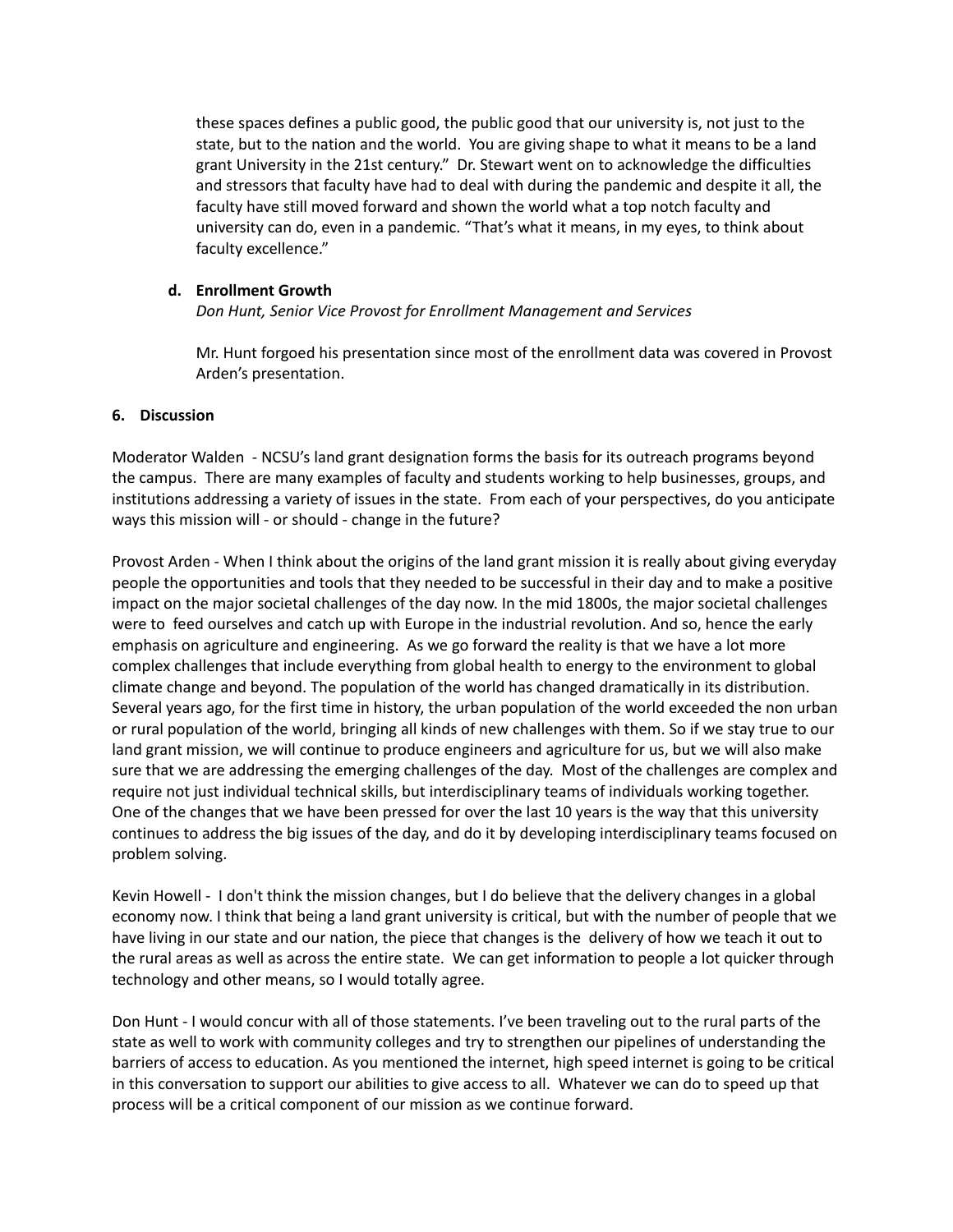these spaces defines a public good, the public good that our university is, not just to the state, but to the nation and the world. You are giving shape to what it means to be a land grant University in the 21st century." Dr. Stewart went on to acknowledge the difficulties and stressors that faculty have had to deal with during the pandemic and despite it all, the faculty have still moved forward and shown the world what a top notch faculty and university can do, even in a pandemic. "That's what it means, in my eyes, to think about faculty excellence."

**d. Enrollment Growth**

*Don Hunt, Senior Vice Provost for Enrollment Management and Services*

Mr. Hunt forgoed his presentation since most of the enrollment data was covered in Provost Arden's presentation.

**6. Discussion**

Moderator Walden - NCSU's land grant designation forms the basis for its outreach programs beyond the campus. There are many examples of faculty and students working to help businesses, groups, and institutions addressing a variety of issues in the state. From each of your perspectives, do you anticipate ways this mission will - or should - change in the future?

Provost Arden - When I think about the origins of the land grant mission it is really about giving everyday people the opportunities and tools that they needed to be successful in their day and to make a positive impact on the major societal challenges of the day now. In the mid 1800s, the major societal challenges were to feed ourselves and catch up with Europe in the industrial revolution. And so, hence the early emphasis on agriculture and engineering. As we go forward the reality is that we have a lot more complex challenges that include everything from global health to energy to the environment to global climate change and beyond. The population of the world has changed dramatically in its distribution. Several years ago, for the first time in history, the urban population of the world exceeded the non urban or rural population of the world, bringing all kinds of new challenges with them. So if we stay true to our land grant mission, we will continue to produce engineers and agriculture for us, but we will also make sure that we are addressing the emerging challenges of the day. Most of the challenges are complex and require not just individual technical skills, but interdisciplinary teams of individuals working together. One of the changes that we have been pressed for over the last 10 years is the way that this university continues to address the big issues of the day, and do it by developing interdisciplinary teams focused on problem solving.

Kevin Howell - I don't think the mission changes, but I do believe that the delivery changes in a global economy now. I think that being a land grant university is critical, but with the number of people that we have living in our state and our nation, the piece that changes is the delivery of how we teach it out to the rural areas as well as across the entire state. We can get information to people a lot quicker through technology and other means, so I would totally agree.

Don Hunt - I would concur with all of those statements. I've been traveling out to the rural parts of the state as well to work with community colleges and try to strengthen our pipelines of understanding the barriers of access to education. As you mentioned the internet, high speed internet is going to be critical in this conversation to support our abilities to give access to all. Whatever we can do to speed up that process will be a critical component of our mission as we continue forward.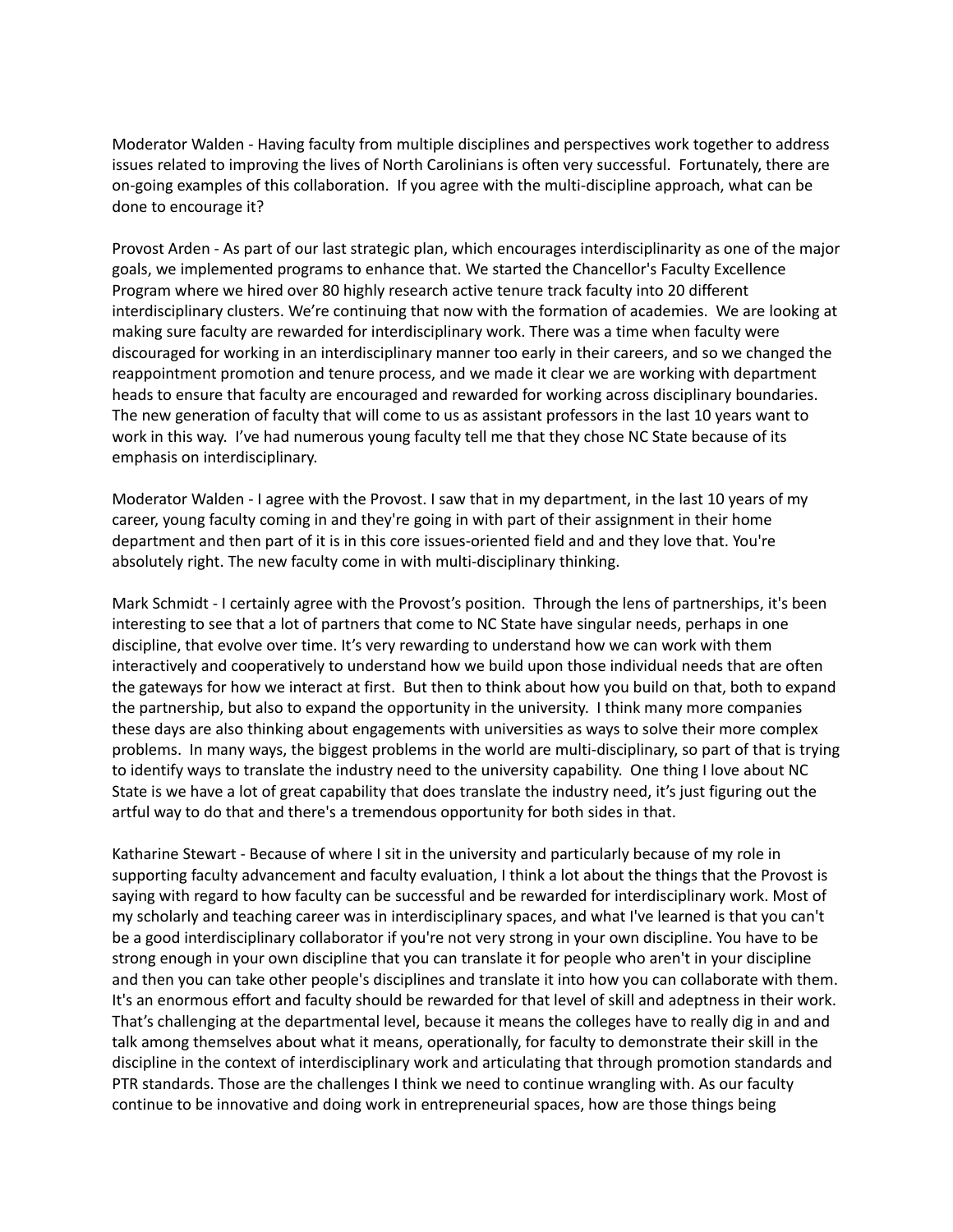Moderator Walden - Having faculty from multiple disciplines and perspectives work together to address issues related to improving the lives of North Carolinians is often very successful. Fortunately, there are on-going examples of this collaboration. If you agree with the multi-discipline approach, what can be done to encourage it?

Provost Arden - As part of our last strategic plan, which encourages interdisciplinarity as one of the major goals, we implemented programs to enhance that. We started the Chancellor's Faculty Excellence Program where we hired over 80 highly research active tenure track faculty into 20 different interdisciplinary clusters. We're continuing that now with the formation of academies. We are looking at making sure faculty are rewarded for interdisciplinary work. There was a time when faculty were discouraged for working in an interdisciplinary manner too early in their careers, and so we changed the reappointment promotion and tenure process, and we made it clear we are working with department heads to ensure that faculty are encouraged and rewarded for working across disciplinary boundaries. The new generation of faculty that will come to us as assistant professors in the last 10 years want to work in this way. I've had numerous young faculty tell me that they chose NC State because of its emphasis on interdisciplinary.

Moderator Walden - I agree with the Provost. I saw that in my department, in the last 10 years of my career, young faculty coming in and they're going in with part of their assignment in their home department and then part of it is in this core issues-oriented field and and they love that. You're absolutely right. The new faculty come in with multi-disciplinary thinking.

Mark Schmidt - I certainly agree with the Provost's position. Through the lens of partnerships, it's been interesting to see that a lot of partners that come to NC State have singular needs, perhaps in one discipline, that evolve over time. It's very rewarding to understand how we can work with them interactively and cooperatively to understand how we build upon those individual needs that are often the gateways for how we interact at first. But then to think about how you build on that, both to expand the partnership, but also to expand the opportunity in the university. I think many more companies these days are also thinking about engagements with universities as ways to solve their more complex problems. In many ways, the biggest problems in the world are multi-disciplinary, so part of that is trying to identify ways to translate the industry need to the university capability. One thing I love about NC State is we have a lot of great capability that does translate the industry need, it's just figuring out the artful way to do that and there's a tremendous opportunity for both sides in that.

Katharine Stewart - Because of where I sit in the university and particularly because of my role in supporting faculty advancement and faculty evaluation, I think a lot about the things that the Provost is saying with regard to how faculty can be successful and be rewarded for interdisciplinary work. Most of my scholarly and teaching career was in interdisciplinary spaces, and what I've learned is that you can't be a good interdisciplinary collaborator if you're not very strong in your own discipline. You have to be strong enough in your own discipline that you can translate it for people who aren't in your discipline and then you can take other people's disciplines and translate it into how you can collaborate with them. It's an enormous effort and faculty should be rewarded for that level of skill and adeptness in their work. That's challenging at the departmental level, because it means the colleges have to really dig in and and talk among themselves about what it means, operationally, for faculty to demonstrate their skill in the discipline in the context of interdisciplinary work and articulating that through promotion standards and PTR standards. Those are the challenges I think we need to continue wrangling with. As our faculty continue to be innovative and doing work in entrepreneurial spaces, how are those things being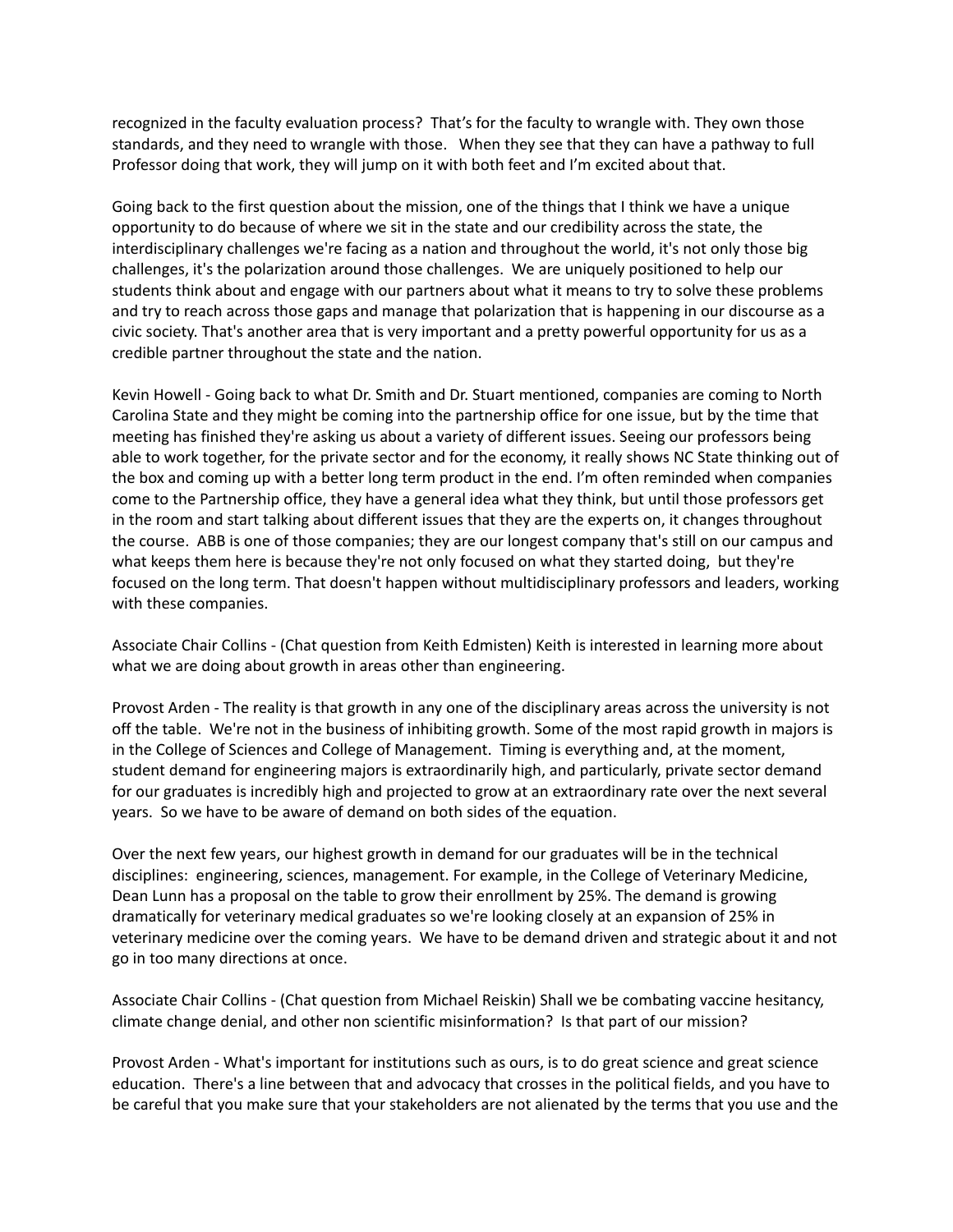recognized in the faculty evaluation process? That's for the faculty to wrangle with. They own those standards, and they need to wrangle with those. When they see that they can have a pathway to full Professor doing that work, they will jump on it with both feet and I'm excited about that.

Going back to the first question about the mission, one of the things that I think we have a unique opportunity to do because of where we sit in the state and our credibility across the state, the interdisciplinary challenges we're facing as a nation and throughout the world, it's not only those big challenges, it's the polarization around those challenges. We are uniquely positioned to help our students think about and engage with our partners about what it means to try to solve these problems and try to reach across those gaps and manage that polarization that is happening in our discourse as a civic society. That's another area that is very important and a pretty powerful opportunity for us as a credible partner throughout the state and the nation.

Kevin Howell - Going back to what Dr. Smith and Dr. Stuart mentioned, companies are coming to North Carolina State and they might be coming into the partnership office for one issue, but by the time that meeting has finished they're asking us about a variety of different issues. Seeing our professors being able to work together, for the private sector and for the economy, it really shows NC State thinking out of the box and coming up with a better long term product in the end. I'm often reminded when companies come to the Partnership office, they have a general idea what they think, but until those professors get in the room and start talking about different issues that they are the experts on, it changes throughout the course. ABB is one of those companies; they are our longest company that's still on our campus and what keeps them here is because they're not only focused on what they started doing, but they're focused on the long term. That doesn't happen without multidisciplinary professors and leaders, working with these companies.

Associate Chair Collins - (Chat question from Keith Edmisten) Keith is interested in learning more about what we are doing about growth in areas other than engineering.

Provost Arden - The reality is that growth in any one of the disciplinary areas across the university is not off the table. We're not in the business of inhibiting growth. Some of the most rapid growth in majors is in the College of Sciences and College of Management. Timing is everything and, at the moment, student demand for engineering majors is extraordinarily high, and particularly, private sector demand for our graduates is incredibly high and projected to grow at an extraordinary rate over the next several years. So we have to be aware of demand on both sides of the equation.

Over the next few years, our highest growth in demand for our graduates will be in the technical disciplines: engineering, sciences, management. For example, in the College of Veterinary Medicine, Dean Lunn has a proposal on the table to grow their enrollment by 25%. The demand is growing dramatically for veterinary medical graduates so we're looking closely at an expansion of 25% in veterinary medicine over the coming years. We have to be demand driven and strategic about it and not go in too many directions at once.

Associate Chair Collins - (Chat question from Michael Reiskin) Shall we be combating vaccine hesitancy, climate change denial, and other non scientific misinformation? Is that part of our mission?

Provost Arden - What's important for institutions such as ours, is to do great science and great science education. There's a line between that and advocacy that crosses in the political fields, and you have to be careful that you make sure that your stakeholders are not alienated by the terms that you use and the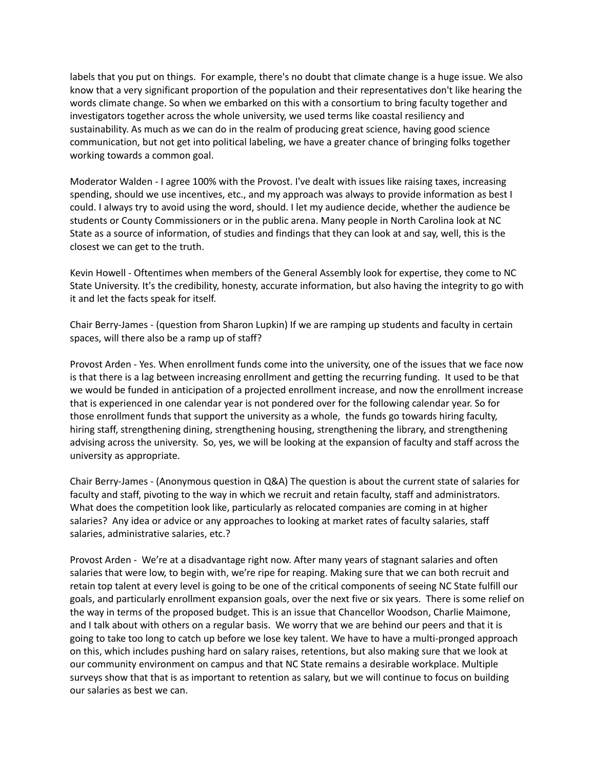labels that you put on things. For example, there's no doubt that climate change is a huge issue. We also know that a very significant proportion of the population and their representatives don't like hearing the words climate change. So when we embarked on this with a consortium to bring faculty together and investigators together across the whole university, we used terms like coastal resiliency and sustainability. As much as we can do in the realm of producing great science, having good science communication, but not get into political labeling, we have a greater chance of bringing folks together working towards a common goal.

Moderator Walden - I agree 100% with the Provost. I've dealt with issues like raising taxes, increasing spending, should we use incentives, etc., and my approach was always to provide information as best I could. I always try to avoid using the word, should. I let my audience decide, whether the audience be students or County Commissioners or in the public arena. Many people in North Carolina look at NC State as a source of information, of studies and findings that they can look at and say, well, this is the closest we can get to the truth.

Kevin Howell - Oftentimes when members of the General Assembly look for expertise, they come to NC State University. It's the credibility, honesty, accurate information, but also having the integrity to go with it and let the facts speak for itself.

Chair Berry-James - (question from Sharon Lupkin) If we are ramping up students and faculty in certain spaces, will there also be a ramp up of staff?

Provost Arden - Yes. When enrollment funds come into the university, one of the issues that we face now is that there is a lag between increasing enrollment and getting the recurring funding. It used to be that we would be funded in anticipation of a projected enrollment increase, and now the enrollment increase that is experienced in one calendar year is not pondered over for the following calendar year. So for those enrollment funds that support the university as a whole, the funds go towards hiring faculty, hiring staff, strengthening dining, strengthening housing, strengthening the library, and strengthening advising across the university. So, yes, we will be looking at the expansion of faculty and staff across the university as appropriate.

Chair Berry-James - (Anonymous question in Q&A) The question is about the current state of salaries for faculty and staff, pivoting to the way in which we recruit and retain faculty, staff and administrators. What does the competition look like, particularly as relocated companies are coming in at higher salaries? Any idea or advice or any approaches to looking at market rates of faculty salaries, staff salaries, administrative salaries, etc.?

Provost Arden - We're at a disadvantage right now. After many years of stagnant salaries and often salaries that were low, to begin with, we're ripe for reaping. Making sure that we can both recruit and retain top talent at every level is going to be one of the critical components of seeing NC State fulfill our goals, and particularly enrollment expansion goals, over the next five or six years. There is some relief on the way in terms of the proposed budget. This is an issue that Chancellor Woodson, Charlie Maimone, and I talk about with others on a regular basis. We worry that we are behind our peers and that it is going to take too long to catch up before we lose key talent. We have to have a multi-pronged approach on this, which includes pushing hard on salary raises, retentions, but also making sure that we look at our community environment on campus and that NC State remains a desirable workplace. Multiple surveys show that that is as important to retention as salary, but we will continue to focus on building our salaries as best we can.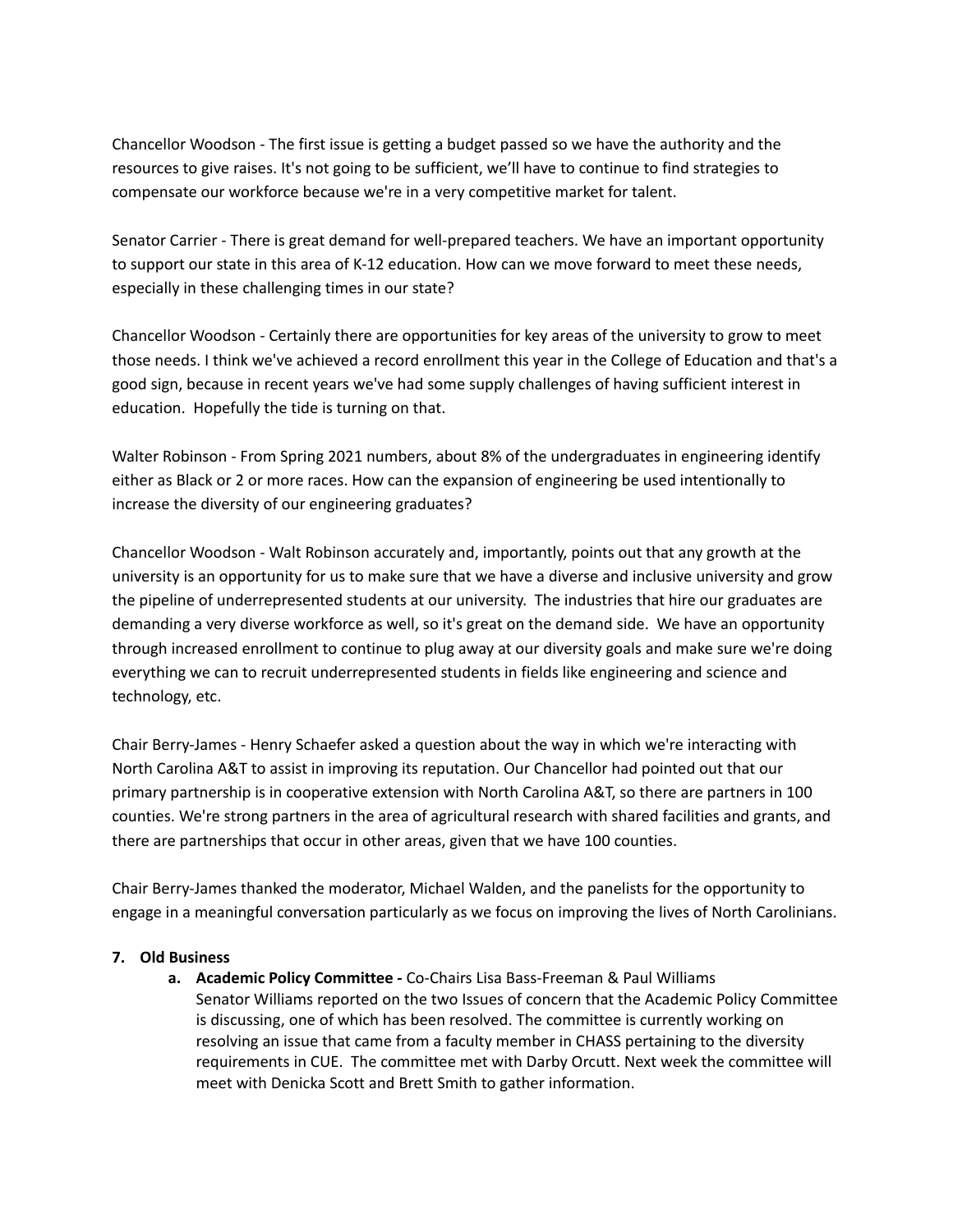Chancellor Woodson - The first issue is getting a budget passed so we have the authority and the resources to give raises. It's not going to be sufficient, we'll have to continue to find strategies to compensate our workforce because we're in a very competitive market for talent.

Senator Carrier - There is great demand for well-prepared teachers. We have an important opportunity to support our state in this area of K-12 education. How can we move forward to meet these needs, especially in these challenging times in our state?

Chancellor Woodson - Certainly there are opportunities for key areas of the university to grow to meet those needs. I think we've achieved a record enrollment this year in the College of Education and that's a good sign, because in recent years we've had some supply challenges of having sufficient interest in education. Hopefully the tide is turning on that.

Walter Robinson - From Spring 2021 numbers, about 8% of the undergraduates in engineering identify either as Black or 2 or more races. How can the expansion of engineering be used intentionally to increase the diversity of our engineering graduates?

Chancellor Woodson - Walt Robinson accurately and, importantly, points out that any growth at the university is an opportunity for us to make sure that we have a diverse and inclusive university and grow the pipeline of underrepresented students at our university. The industries that hire our graduates are demanding a very diverse workforce as well, so it's great on the demand side. We have an opportunity through increased enrollment to continue to plug away at our diversity goals and make sure we're doing everything we can to recruit underrepresented students in fields like engineering and science and technology, etc.

Chair Berry-James - Henry Schaefer asked a question about the way in which we're interacting with North Carolina A&T to assist in improving its reputation. Our Chancellor had pointed out that our primary partnership is in cooperative extension with North Carolina A&T, so there are partners in 100 counties. We're strong partners in the area of agricultural research with shared facilities and grants, and there are partnerships that occur in other areas, given that we have 100 counties.

Chair Berry-James thanked the moderator, Michael Walden, and the panelists for the opportunity to engage in a meaningful conversation particularly as we focus on improving the lives of North Carolinians.

**7. Old Business**

a. **Academic Policy Committee -** Co-Chairs Lisa Bass-Freeman & Paul Williams
Senator Williams reported on the two Issues of concern that the Academic Policy Committee is discussing, one of which has been resolved. The committee is currently working on resolving an issue that came from a faculty member in CHASS pertaining to the diversity requirements in CUE. The committee met with Darby Orcutt. Next week the committee will meet with Denicka Scott and Brett Smith to gather information.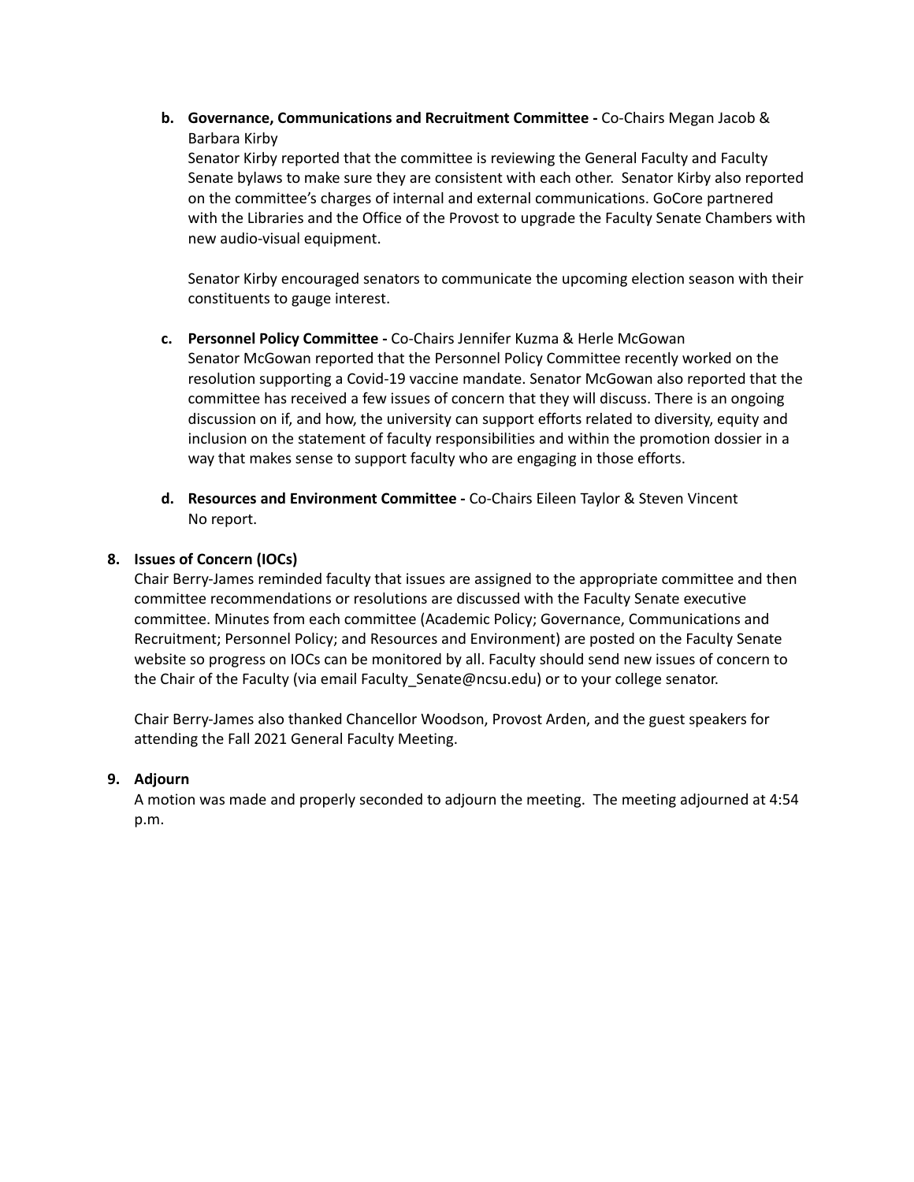b. **Governance, Communications and Recruitment Committee -** Co-Chairs Megan Jacob & Barbara Kirby

   Senator Kirby reported that the committee is reviewing the General Faculty and Faculty Senate bylaws to make sure they are consistent with each other. Senator Kirby also reported on the committee's charges of internal and external communications. GoCore partnered with the Libraries and the Office of the Provost to upgrade the Faculty Senate Chambers with new audio-visual equipment.

   Senator Kirby encouraged senators to communicate the upcoming election season with their constituents to gauge interest.

c. **Personnel Policy Committee -** Co-Chairs Jennifer Kuzma & Herle McGowan

   Senator McGowan reported that the Personnel Policy Committee recently worked on the resolution supporting a Covid-19 vaccine mandate. Senator McGowan also reported that the committee has received a few issues of concern that they will discuss. There is an ongoing discussion on if, and how, the university can support efforts related to diversity, equity and inclusion on the statement of faculty responsibilities and within the promotion dossier in a way that makes sense to support faculty who are engaging in those efforts.

d. **Resources and Environment Committee -** Co-Chairs Eileen Taylor & Steven Vincent

   No report.

**8. Issues of Concern (IOCs)**

Chair Berry-James reminded faculty that issues are assigned to the appropriate committee and then committee recommendations or resolutions are discussed with the Faculty Senate executive committee. Minutes from each committee (Academic Policy; Governance, Communications and Recruitment; Personnel Policy; and Resources and Environment) are posted on the Faculty Senate website so progress on IOCs can be monitored by all. Faculty should send new issues of concern to the Chair of the Faculty (via email Faculty_Senate@ncsu.edu) or to your college senator.

Chair Berry-James also thanked Chancellor Woodson, Provost Arden, and the guest speakers for attending the Fall 2021 General Faculty Meeting.

**9. Adjourn**

A motion was made and properly seconded to adjourn the meeting. The meeting adjourned at 4:54 p.m.